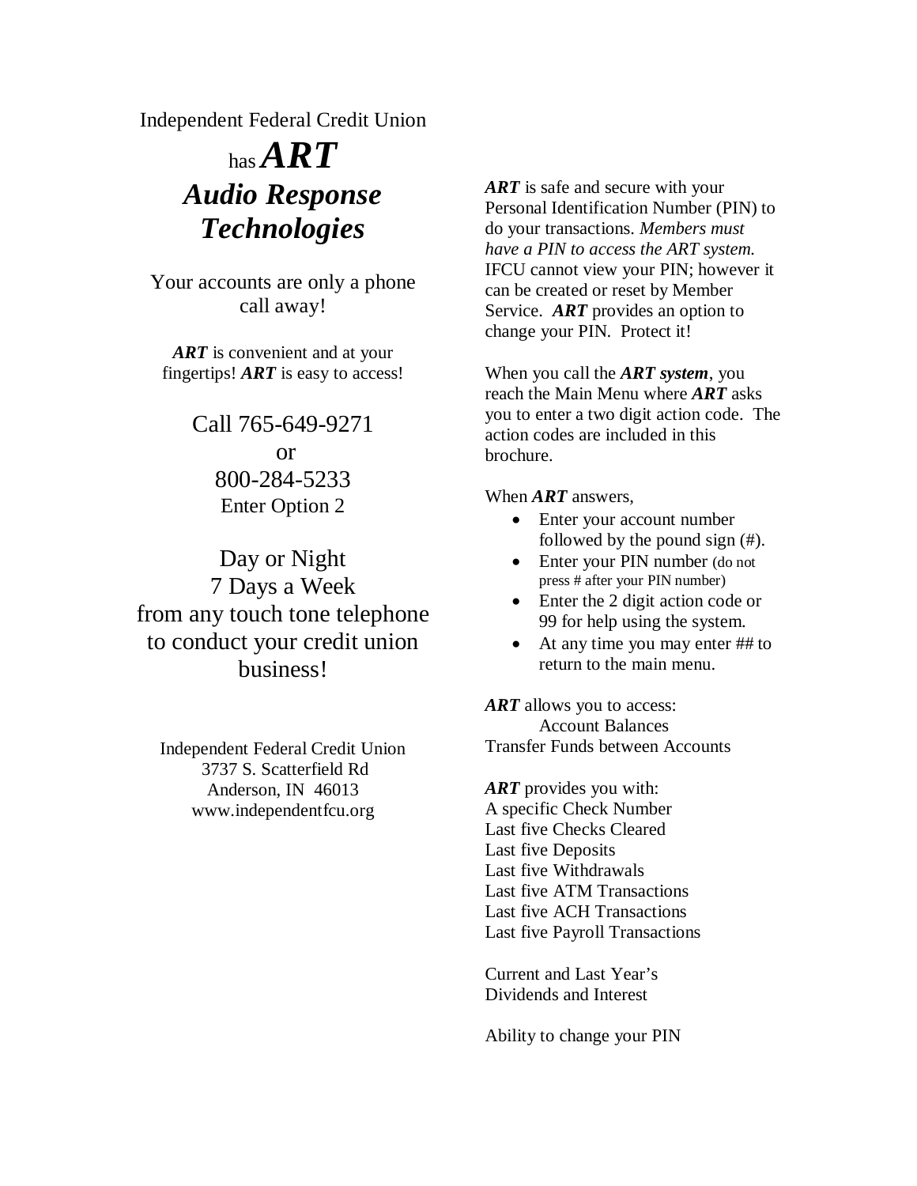Independent Federal Credit Union

has ***ART***

# ***Audio Response Technologies***

Your accounts are only a phone call away!

***ART*** is convenient and at your fingertips! ***ART*** is easy to access!

Call 765-649-9271
or
800-284-5233
Enter Option 2

Day or Night
7 Days a Week
from any touch tone telephone to conduct your credit union business!

Independent Federal Credit Union
3737 S. Scatterfield Rd
Anderson, IN 46013
www.independentfcu.org

***ART*** is safe and secure with your Personal Identification Number (PIN) to do your transactions. *Members must have a PIN to access the ART system.* IFCU cannot view your PIN; however it can be created or reset by Member Service. ***ART*** provides an option to change your PIN. Protect it!

When you call the ***ART system***, you reach the Main Menu where ***ART*** asks you to enter a two digit action code. The action codes are included in this brochure.

When ***ART*** answers,

- Enter your account number followed by the pound sign (#).
- Enter your PIN number (do not press # after your PIN number)
- Enter the 2 digit action code or 99 for help using the system.
- At any time you may enter ## to return to the main menu.

***ART*** allows you to access:
Account Balances
Transfer Funds between Accounts

***ART*** provides you with:
A specific Check Number
Last five Checks Cleared
Last five Deposits
Last five Withdrawals
Last five ATM Transactions
Last five ACH Transactions
Last five Payroll Transactions

Current and Last Year's
Dividends and Interest

Ability to change your PIN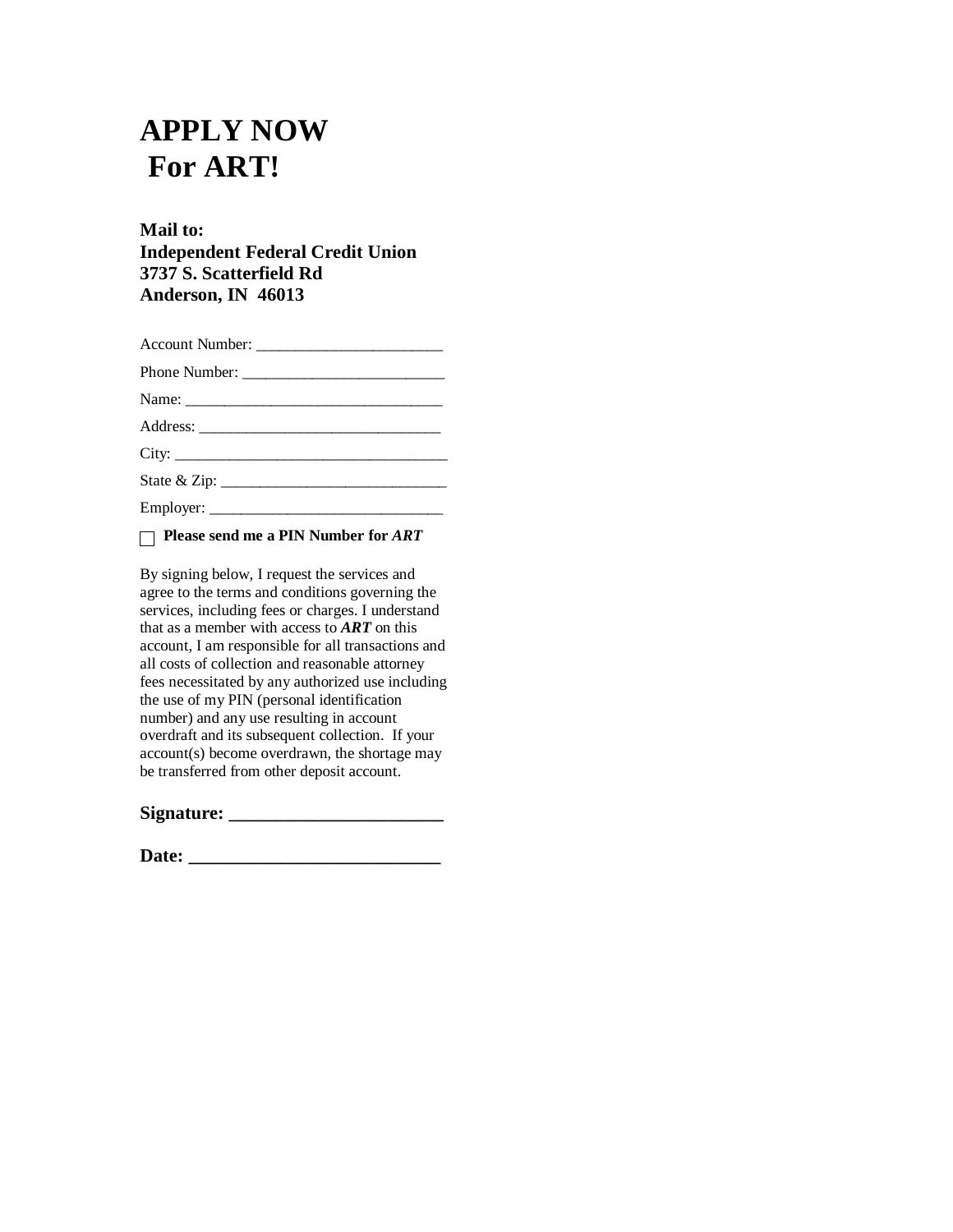# APPLY NOW
# For ART!

**Mail to:**
**Independent Federal Credit Union**
**3737 S. Scatterfield Rd**
**Anderson, IN  46013**

Account Number: _______________________

Phone Number: __________________________

Name: _________________________________

Address: ______________________________

City: __________________________________

State & Zip: ____________________________

Employer: ______________________________

☐ **Please send me a PIN Number for *ART***

By signing below, I request the services and agree to the terms and conditions governing the services, including fees or charges. I understand that as a member with access to ***ART*** on this account, I am responsible for all transactions and all costs of collection and reasonable attorney fees necessitated by any authorized use including the use of my PIN (personal identification number) and any use resulting in account overdraft and its subsequent collection.  If your account(s) become overdrawn, the shortage may be transferred from other deposit account.

**Signature: _______________________**

**Date: ___________________________**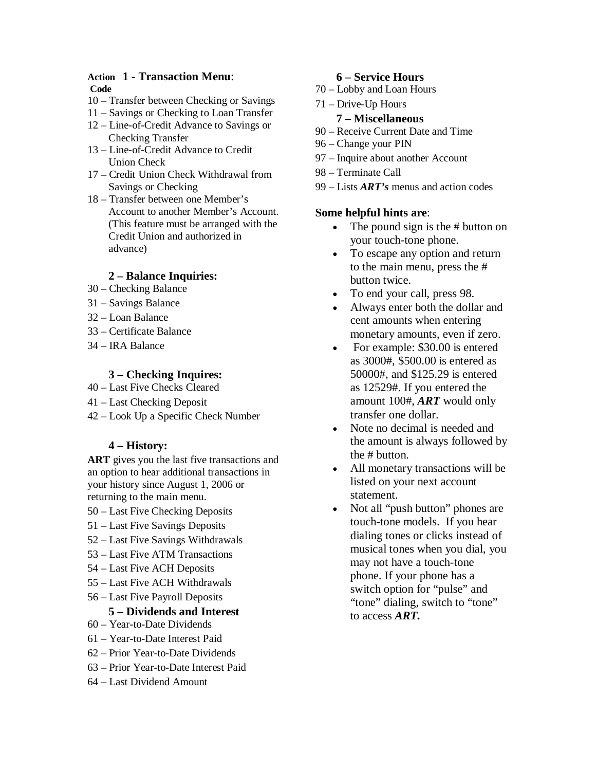**Action Code** **1 - Transaction Menu**:

10 – Transfer between Checking or Savings

11 – Savings or Checking to Loan Transfer

12 – Line-of-Credit Advance to Savings or Checking Transfer

13 – Line-of-Credit Advance to Credit Union Check

17 – Credit Union Check Withdrawal from Savings or Checking

18 – Transfer between one Member's Account to another Member's Account. (This feature must be arranged with the Credit Union and authorized in advance)

### 2 – Balance Inquiries:

30 – Checking Balance

31 – Savings Balance

32 – Loan Balance

33 – Certificate Balance

34 – IRA Balance

### 3 – Checking Inquires:

40 – Last Five Checks Cleared

41 – Last Checking Deposit

42 – Look Up a Specific Check Number

### 4 – History:

**ART** gives you the last five transactions and an option to hear additional transactions in your history since August 1, 2006 or returning to the main menu.

50 – Last Five Checking Deposits

51 – Last Five Savings Deposits

52 – Last Five Savings Withdrawals

53 – Last Five ATM Transactions

54 – Last Five ACH Deposits

55 – Last Five ACH Withdrawals

56 – Last Five Payroll Deposits

### 5 – Dividends and Interest

60 – Year-to-Date Dividends

61 – Year-to-Date Interest Paid

62 – Prior Year-to-Date Dividends

63 – Prior Year-to-Date Interest Paid

64 – Last Dividend Amount

### 6 – Service Hours

70 – Lobby and Loan Hours

71 – Drive-Up Hours

### 7 – Miscellaneous

90 – Receive Current Date and Time

96 – Change your PIN

97 – Inquire about another Account

98 – Terminate Call

99 – Lists ***ART's*** menus and action codes

**Some helpful hints are**:

- The pound sign is the # button on your touch-tone phone.
- To escape any option and return to the main menu, press the # button twice.
- To end your call, press 98.
- Always enter both the dollar and cent amounts when entering monetary amounts, even if zero.
- For example: $30.00 is entered as 3000#, $500.00 is entered as 50000#, and $125.29 is entered as 12529#. If you entered the amount 100#, ***ART*** would only transfer one dollar.
- Note no decimal is needed and the amount is always followed by the # button.
- All monetary transactions will be listed on your next account statement.
- Not all "push button" phones are touch-tone models. If you hear dialing tones or clicks instead of musical tones when you dial, you may not have a touch-tone phone. If your phone has a switch option for "pulse" and "tone" dialing, switch to "tone" to access ***ART.***